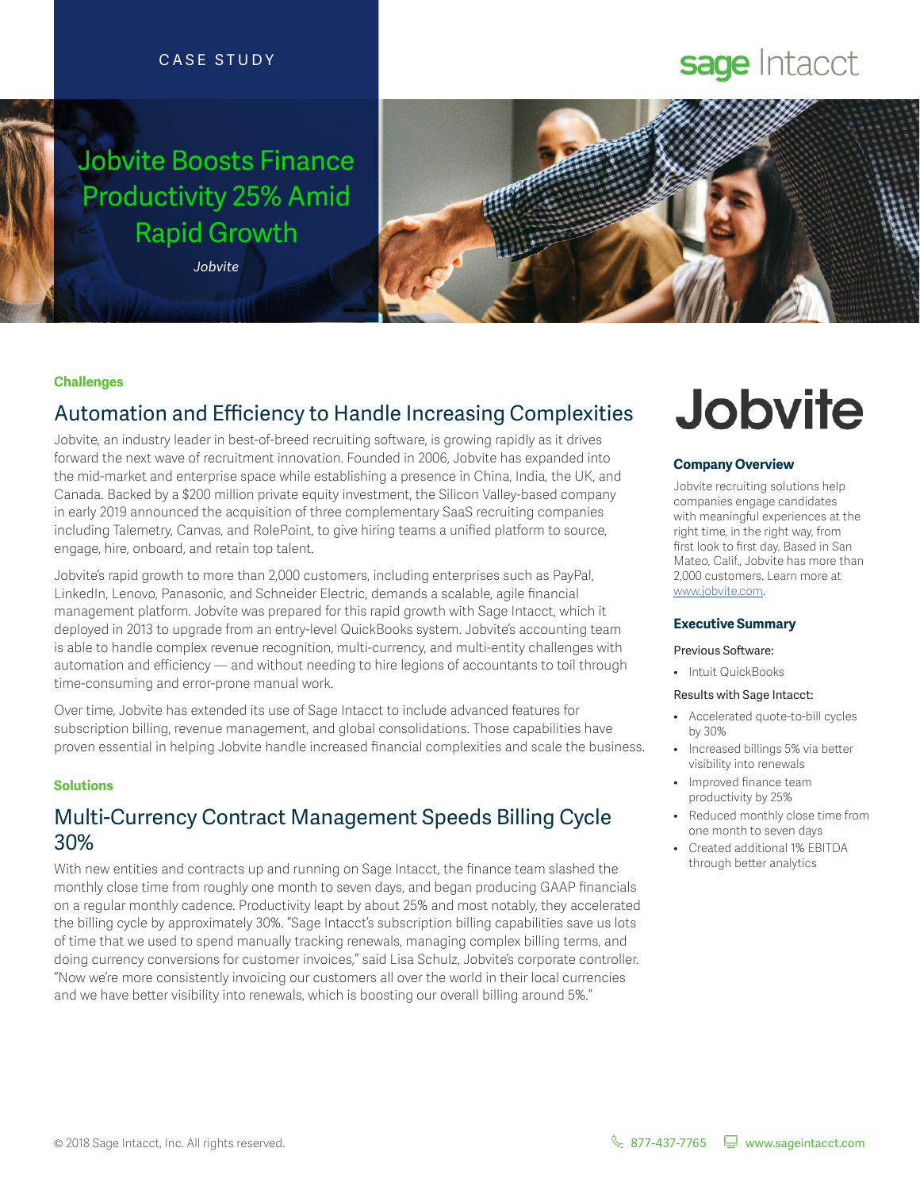CASE STUDY

sage Intacct

# Jobvite Boosts Finance Productivity 25% Amid Rapid Growth

*Jobvite*

**Challenges**

## Automation and Efficiency to Handle Increasing Complexities

Jobvite, an industry leader in best-of-breed recruiting software, is growing rapidly as it drives forward the next wave of recruitment innovation. Founded in 2006, Jobvite has expanded into the mid-market and enterprise space while establishing a presence in China, India, the UK, and Canada. Backed by a $200 million private equity investment, the Silicon Valley-based company in early 2019 announced the acquisition of three complementary SaaS recruiting companies including Talemetry, Canvas, and RolePoint, to give hiring teams a unified platform to source, engage, hire, onboard, and retain top talent.

Jobvite's rapid growth to more than 2,000 customers, including enterprises such as PayPal, LinkedIn, Lenovo, Panasonic, and Schneider Electric, demands a scalable, agile financial management platform. Jobvite was prepared for this rapid growth with Sage Intacct, which it deployed in 2013 to upgrade from an entry-level QuickBooks system. Jobvite's accounting team is able to handle complex revenue recognition, multi-currency, and multi-entity challenges with automation and efficiency — and without needing to hire legions of accountants to toil through time-consuming and error-prone manual work.

Over time, Jobvite has extended its use of Sage Intacct to include advanced features for subscription billing, revenue management, and global consolidations. Those capabilities have proven essential in helping Jobvite handle increased financial complexities and scale the business.

**Solutions**

## Multi-Currency Contract Management Speeds Billing Cycle 30%

With new entities and contracts up and running on Sage Intacct, the finance team slashed the monthly close time from roughly one month to seven days, and began producing GAAP financials on a regular monthly cadence. Productivity leapt by about 25% and most notably, they accelerated the billing cycle by approximately 30%. "Sage Intacct's subscription billing capabilities save us lots of time that we used to spend manually tracking renewals, managing complex billing terms, and doing currency conversions for customer invoices," said Lisa Schulz, Jobvite's corporate controller. "Now we're more consistently invoicing our customers all over the world in their local currencies and we have better visibility into renewals, which is boosting our overall billing around 5%."

Jobvite

### Company Overview

Jobvite recruiting solutions help companies engage candidates with meaningful experiences at the right time, in the right way, from first look to first day. Based in San Mateo, Calif., Jobvite has more than 2,000 customers. Learn more at www.jobvite.com.

### Executive Summary

Previous Software:

- Intuit QuickBooks

Results with Sage Intacct:

- Accelerated quote-to-bill cycles by 30%
- Increased billings 5% via better visibility into renewals
- Improved finance team productivity by 25%
- Reduced monthly close time from one month to seven days
- Created additional 1% EBITDA through better analytics

© 2018 Sage Intacct, Inc. All rights reserved. 877-437-7765 www.sageintacct.com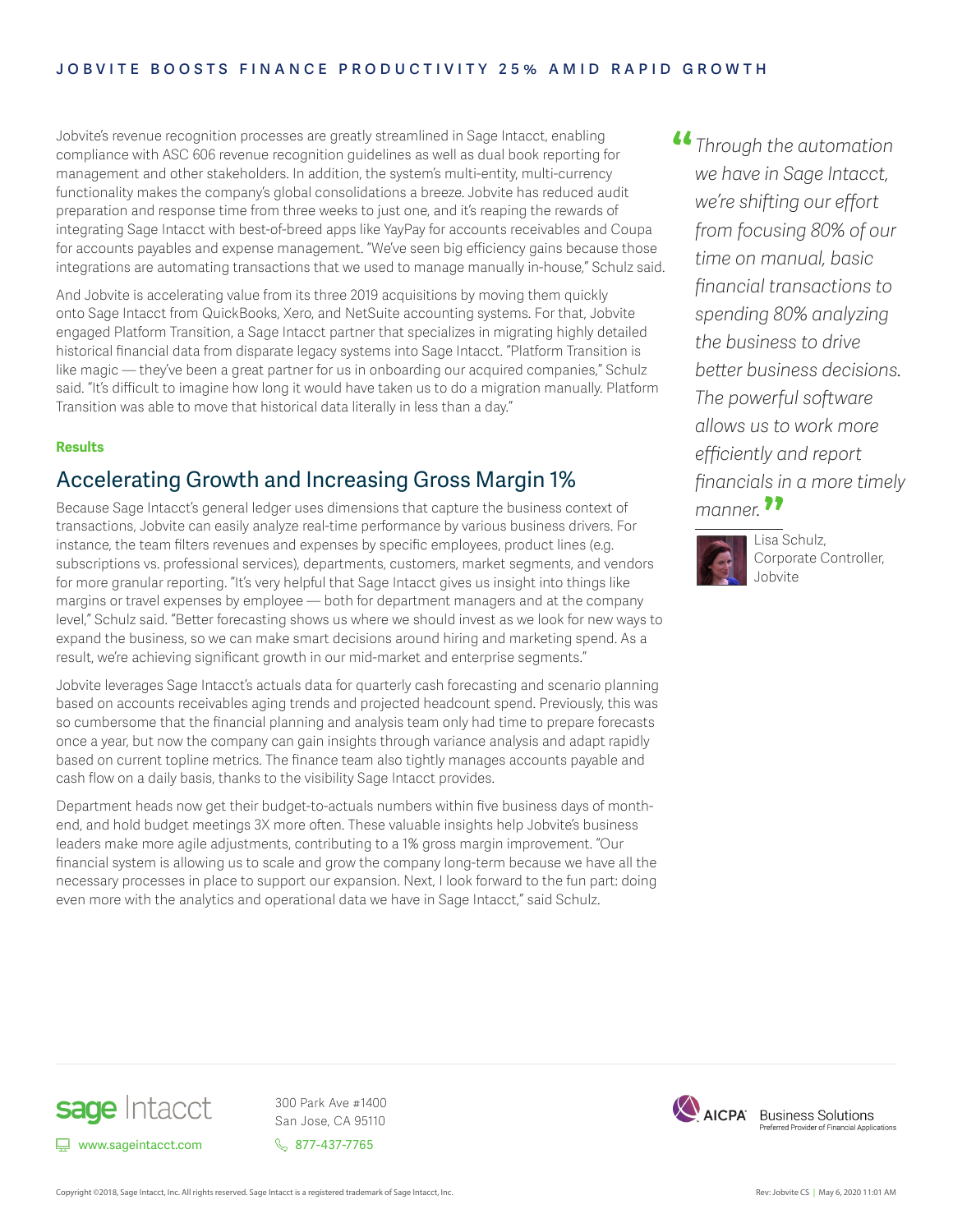Jobvite's revenue recognition processes are greatly streamlined in Sage Intacct, enabling compliance with ASC 606 revenue recognition guidelines as well as dual book reporting for management and other stakeholders. In addition, the system's multi-entity, multi-currency functionality makes the company's global consolidations a breeze. Jobvite has reduced audit preparation and response time from three weeks to just one, and it's reaping the rewards of integrating Sage Intacct with best-of-breed apps like YayPay for accounts receivables and Coupa for accounts payables and expense management. "We've seen big efficiency gains because those integrations are automating transactions that we used to manage manually in-house," Schulz said.

And Jobvite is accelerating value from its three 2019 acquisitions by moving them quickly onto Sage Intacct from QuickBooks, Xero, and NetSuite accounting systems. For that, Jobvite engaged Platform Transition, a Sage Intacct partner that specializes in migrating highly detailed historical financial data from disparate legacy systems into Sage Intacct. "Platform Transition is like magic — they've been a great partner for us in onboarding our acquired companies," Schulz said. "It's difficult to imagine how long it would have taken us to do a migration manually. Platform Transition was able to move that historical data literally in less than a day."

> *"Through the automation we have in Sage Intacct, we're shifting our effort from focusing 80% of our time on manual, basic financial transactions to spending 80% analyzing the business to drive better business decisions. The powerful software allows us to work more efficiently and report financials in a more timely manner."*
>
> Lisa Schulz, Corporate Controller, Jobvite

**Results**

## Accelerating Growth and Increasing Gross Margin 1%

Because Sage Intacct's general ledger uses dimensions that capture the business context of transactions, Jobvite can easily analyze real-time performance by various business drivers. For instance, the team filters revenues and expenses by specific employees, product lines (e.g. subscriptions vs. professional services), departments, customers, market segments, and vendors for more granular reporting. "It's very helpful that Sage Intacct gives us insight into things like margins or travel expenses by employee — both for department managers and at the company level," Schulz said. "Better forecasting shows us where we should invest as we look for new ways to expand the business, so we can make smart decisions around hiring and marketing spend. As a result, we're achieving significant growth in our mid-market and enterprise segments."

Jobvite leverages Sage Intacct's actuals data for quarterly cash forecasting and scenario planning based on accounts receivables aging trends and projected headcount spend. Previously, this was so cumbersome that the financial planning and analysis team only had time to prepare forecasts once a year, but now the company can gain insights through variance analysis and adapt rapidly based on current topline metrics. The finance team also tightly manages accounts payable and cash flow on a daily basis, thanks to the visibility Sage Intacct provides.

Department heads now get their budget-to-actuals numbers within five business days of month-end, and hold budget meetings 3X more often. These valuable insights help Jobvite's business leaders make more agile adjustments, contributing to a 1% gross margin improvement. "Our financial system is allowing us to scale and grow the company long-term because we have all the necessary processes in place to support our expansion. Next, I look forward to the fun part: doing even more with the analytics and operational data we have in Sage Intacct," said Schulz.

sage Intacct

www.sageintacct.com

300 Park Ave #1400
San Jose, CA 95110

877-437-7765

AICPA Business Solutions
Preferred Provider of Financial Applications

Copyright ©2018, Sage Intacct, Inc. All rights reserved. Sage Intacct is a registered trademark of Sage Intacct, Inc.

Rev: Jobvite CS | May 6, 2020 11:01 AM